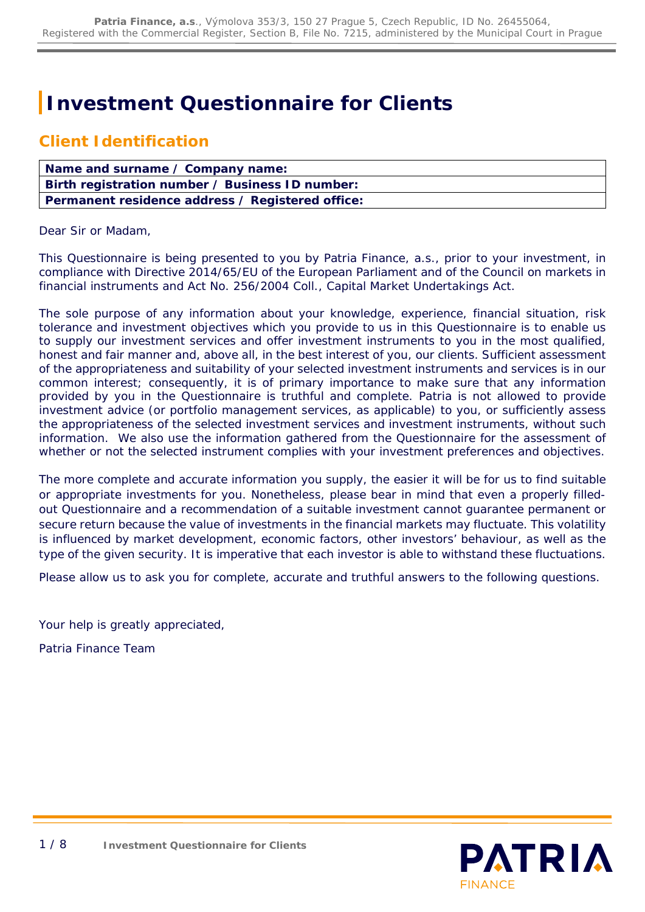# Investment Questionnaire for Clients

## Client Identification

| **Name and surname / Company name:** |
|---|
| **Birth registration number / Business ID number:** |
| **Permanent residence address / Registered office:** |

Dear Sir or Madam,

This Questionnaire is being presented to you by Patria Finance, a.s., prior to your investment, in compliance with Directive 2014/65/EU of the European Parliament and of the Council on markets in financial instruments and Act No. 256/2004 Coll., Capital Market Undertakings Act.

The sole purpose of any information about your knowledge, experience, financial situation, risk tolerance and investment objectives which you provide to us in this Questionnaire is to enable us to supply our investment services and offer investment instruments to you in the most qualified, honest and fair manner and, above all, in the best interest of you, our clients. Sufficient assessment of the appropriateness and suitability of your selected investment instruments and services is in our common interest; consequently, it is of primary importance to make sure that any information provided by you in the Questionnaire is truthful and complete. Patria is not allowed to provide investment advice (or portfolio management services, as applicable) to you, or sufficiently assess the appropriateness of the selected investment services and investment instruments, without such information. We also use the information gathered from the Questionnaire for the assessment of whether or not the selected instrument complies with your investment preferences and objectives.

The more complete and accurate information you supply, the easier it will be for us to find suitable or appropriate investments for you. Nonetheless, please bear in mind that even a properly filled-out Questionnaire and a recommendation of a suitable investment cannot guarantee permanent or secure return because the value of investments in the financial markets may fluctuate. This volatility is influenced by market development, economic factors, other investors' behaviour, as well as the type of the given security. It is imperative that each investor is able to withstand these fluctuations.

Please allow us to ask you for complete, accurate and truthful answers to the following questions.

Your help is greatly appreciated,

Patria Finance Team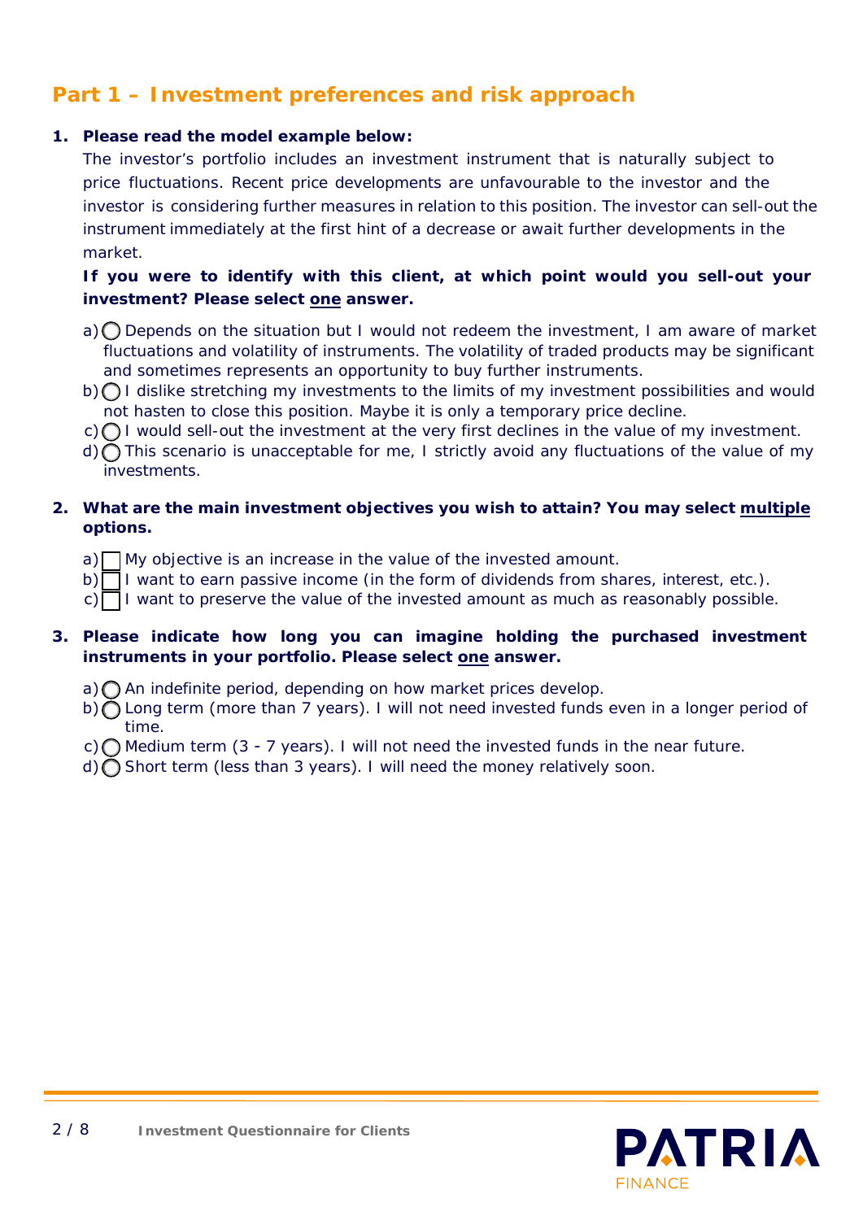## Part 1 – Investment preferences and risk approach

1. **Please read the model example below:**

   The investor's portfolio includes an investment instrument that is naturally subject to price fluctuations. Recent price developments are unfavourable to the investor and the investor is considering further measures in relation to this position. The investor can sell-out the instrument immediately at the first hint of a decrease or await further developments in the market.

   **If you were to identify with this client, at which point would you sell-out your investment? Please select <u>one</u> answer.**

   a) ◯ Depends on the situation but I would not redeem the investment, I am aware of market fluctuations and volatility of instruments. The volatility of traded products may be significant and sometimes represents an opportunity to buy further instruments.
   b) ◯ I dislike stretching my investments to the limits of my investment possibilities and would not hasten to close this position. Maybe it is only a temporary price decline.
   c) ◯ I would sell-out the investment at the very first declines in the value of my investment.
   d) ◯ This scenario is unacceptable for me, I strictly avoid any fluctuations of the value of my investments.

2. **What are the main investment objectives you wish to attain? You may select <u>multiple</u> options.**

   a) ☐ My objective is an increase in the value of the invested amount.
   b) ☐ I want to earn passive income (in the form of dividends from shares, interest, etc.).
   c) ☐ I want to preserve the value of the invested amount as much as reasonably possible.

3. **Please indicate how long you can imagine holding the purchased investment instruments in your portfolio. Please select <u>one</u> answer.**

   a) ◯ An indefinite period, depending on how market prices develop.
   b) ◯ Long term (more than 7 years). I will not need invested funds even in a longer period of time.
   c) ◯ Medium term (3 - 7 years). I will not need the invested funds in the near future.
   d) ◯ Short term (less than 3 years). I will need the money relatively soon.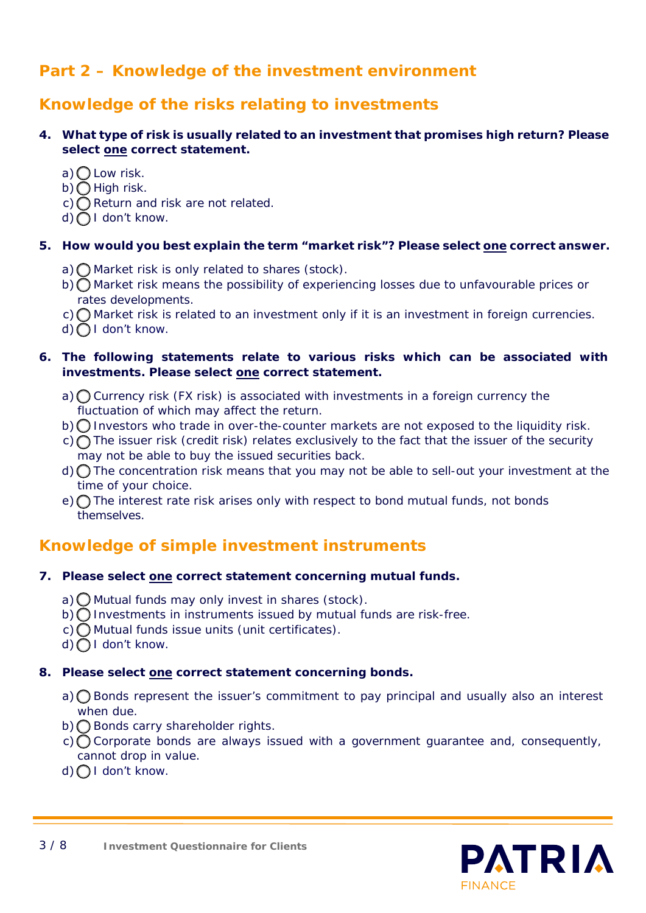## Part 2 – Knowledge of the investment environment

## Knowledge of the risks relating to investments

**4. What type of risk is usually related to an investment that promises high return? Please select <u>one</u> correct statement.**

- a) ◯ Low risk.
- b) ◯ High risk.
- c) ◯ Return and risk are not related.
- d) ◯ I don't know.

**5. How would you best explain the term "market risk"? Please select <u>one</u> correct answer.**

- a) ◯ Market risk is only related to shares (stock).
- b) ◯ Market risk means the possibility of experiencing losses due to unfavourable prices or rates developments.
- c) ◯ Market risk is related to an investment only if it is an investment in foreign currencies.
- d) ◯ I don't know.

**6. The following statements relate to various risks which can be associated with investments. Please select <u>one</u> correct statement.**

- a) ◯ Currency risk (FX risk) is associated with investments in a foreign currency the fluctuation of which may affect the return.
- b) ◯ Investors who trade in over-the-counter markets are not exposed to the liquidity risk.
- c) ◯ The issuer risk (credit risk) relates exclusively to the fact that the issuer of the security may not be able to buy the issued securities back.
- d) ◯ The concentration risk means that you may not be able to sell-out your investment at the time of your choice.
- e) ◯ The interest rate risk arises only with respect to bond mutual funds, not bonds themselves.

## Knowledge of simple investment instruments

**7. Please select <u>one</u> correct statement concerning mutual funds.**

- a) ◯ Mutual funds may only invest in shares (stock).
- b) ◯ Investments in instruments issued by mutual funds are risk-free.
- c) ◯ Mutual funds issue units (unit certificates).
- d) ◯ I don't know.

**8. Please select <u>one</u> correct statement concerning bonds.**

- a) ◯ Bonds represent the issuer's commitment to pay principal and usually also an interest when due.
- b) ◯ Bonds carry shareholder rights.
- c) ◯ Corporate bonds are always issued with a government guarantee and, consequently, cannot drop in value.
- d) ◯ I don't know.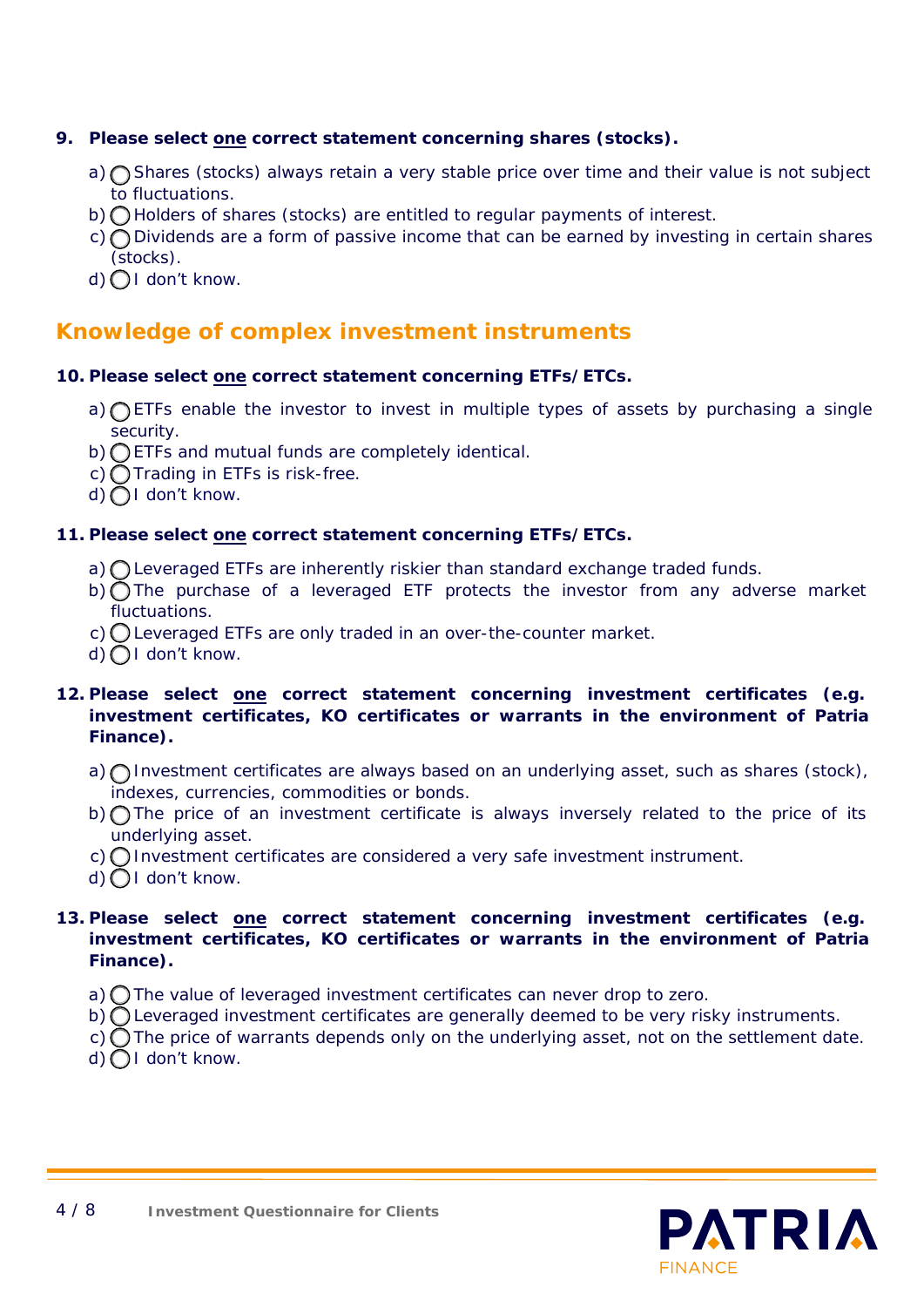**9. Please select one correct statement concerning shares (stocks).**

a) ◯ Shares (stocks) always retain a very stable price over time and their value is not subject to fluctuations.
b) ◯ Holders of shares (stocks) are entitled to regular payments of interest.
c) ◯ Dividends are a form of passive income that can be earned by investing in certain shares (stocks).
d) ◯ I don't know.

## Knowledge of complex investment instruments

**10. Please select one correct statement concerning ETFs/ETCs.**

a) ◯ ETFs enable the investor to invest in multiple types of assets by purchasing a single security.
b) ◯ ETFs and mutual funds are completely identical.
c) ◯ Trading in ETFs is risk-free.
d) ◯ I don't know.

**11. Please select one correct statement concerning ETFs/ETCs.**

a) ◯ Leveraged ETFs are inherently riskier than standard exchange traded funds.
b) ◯ The purchase of a leveraged ETF protects the investor from any adverse market fluctuations.
c) ◯ Leveraged ETFs are only traded in an over-the-counter market.
d) ◯ I don't know.

**12. Please select one correct statement concerning investment certificates (e.g. investment certificates, KO certificates or warrants in the environment of Patria Finance).**

a) ◯ Investment certificates are always based on an underlying asset, such as shares (stock), indexes, currencies, commodities or bonds.
b) ◯ The price of an investment certificate is always inversely related to the price of its underlying asset.
c) ◯ Investment certificates are considered a very safe investment instrument.
d) ◯ I don't know.

**13. Please select one correct statement concerning investment certificates (e.g. investment certificates, KO certificates or warrants in the environment of Patria Finance).**

a) ◯ The value of leveraged investment certificates can never drop to zero.
b) ◯ Leveraged investment certificates are generally deemed to be very risky instruments.
c) ◯ The price of warrants depends only on the underlying asset, not on the settlement date.
d) ◯ I don't know.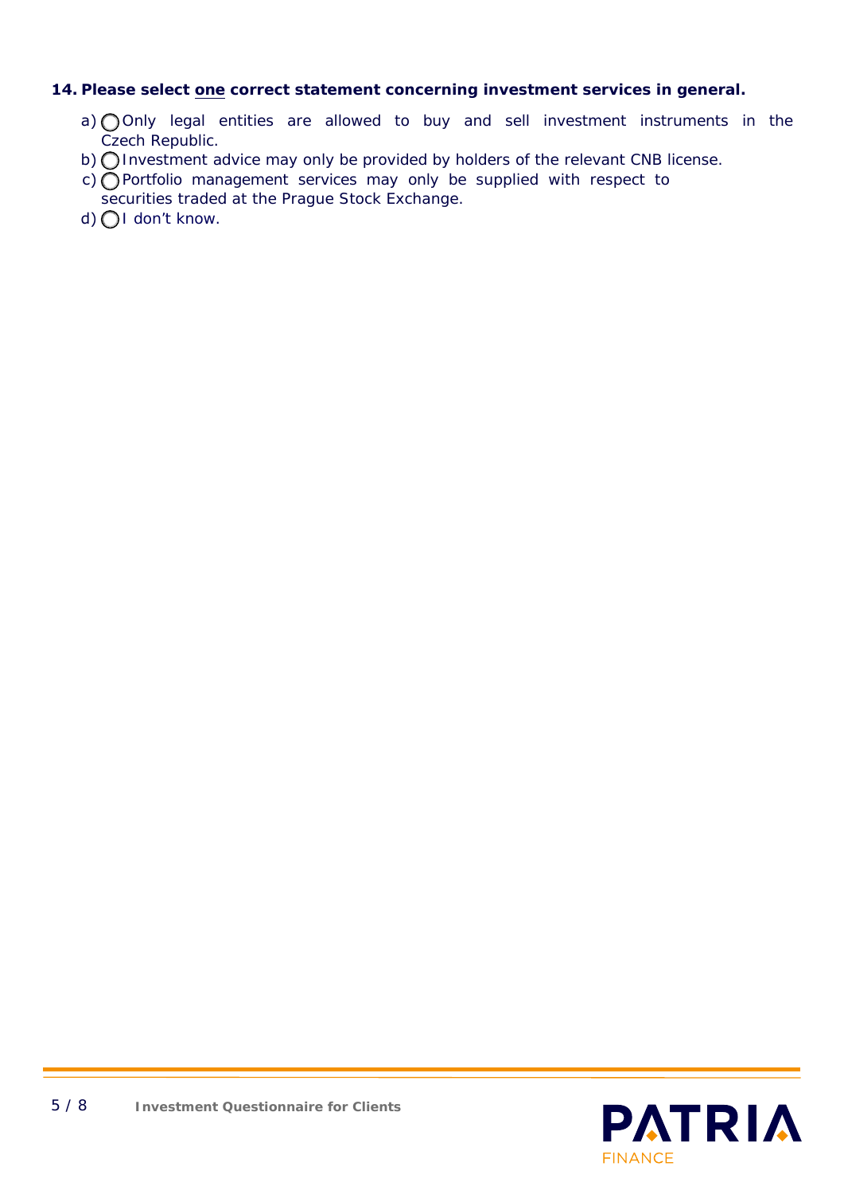**14. Please select <u>one</u> correct statement concerning investment services in general.**

a) ◯ Only legal entities are allowed to buy and sell investment instruments in the Czech Republic.

b) ◯ Investment advice may only be provided by holders of the relevant CNB license.

c) ◯ Portfolio management services may only be supplied with respect to securities traded at the Prague Stock Exchange.

d) ◯ I don’t know.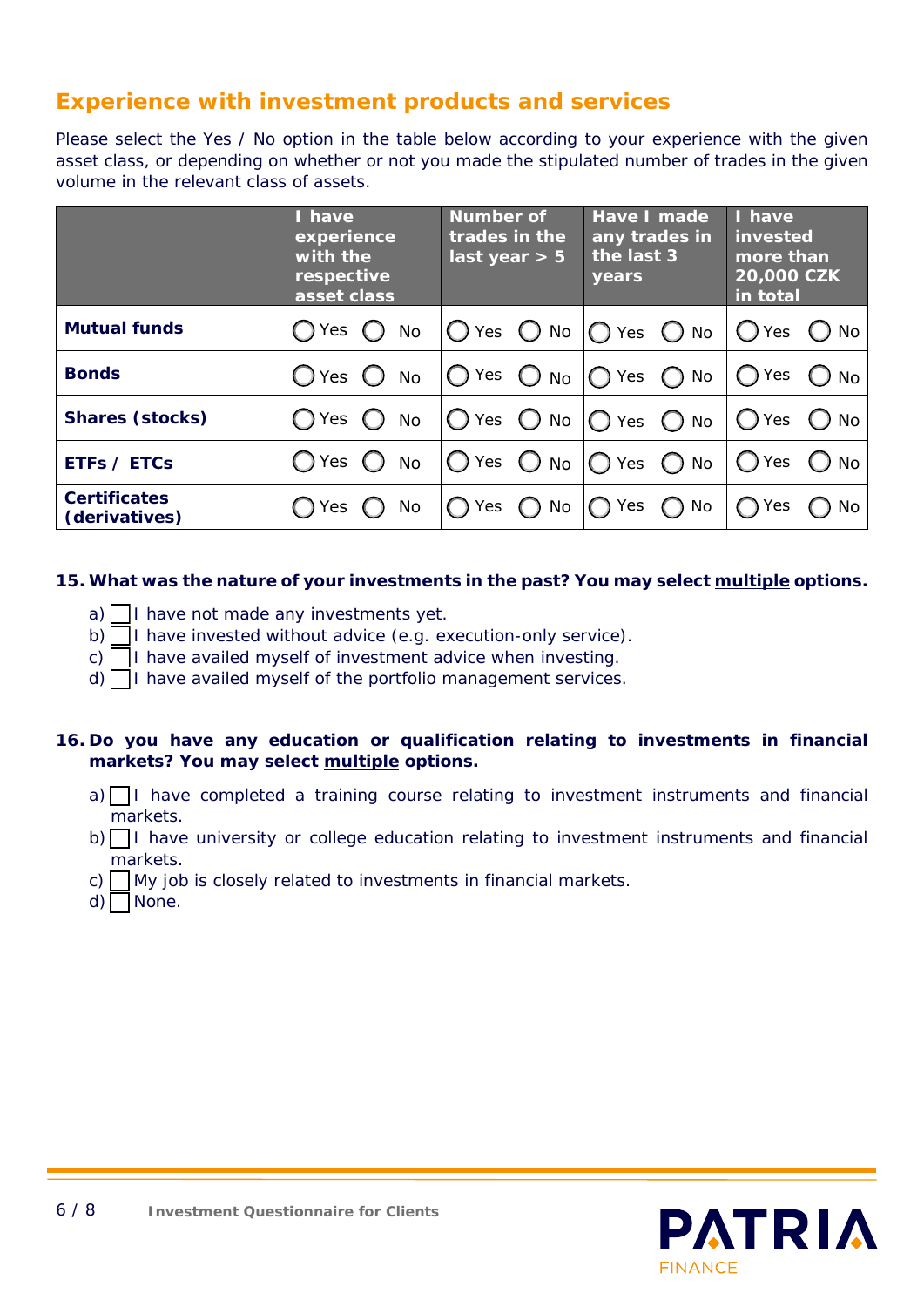## Experience with investment products and services

Please select the Yes / No option in the table below according to your experience with the given asset class, or depending on whether or not you made the stipulated number of trades in the given volume in the relevant class of assets.

| | I have experience with the respective asset class | Number of trades in the last year > 5 | Have I made any trades in the last 3 years | I have invested more than 20,000 CZK in total |
|---|---|---|---|---|
| **Mutual funds** | ◯ Yes ◯ No | ◯ Yes ◯ No | ◯ Yes ◯ No | ◯ Yes ◯ No |
| **Bonds** | ◯ Yes ◯ No | ◯ Yes ◯ No | ◯ Yes ◯ No | ◯ Yes ◯ No |
| **Shares (stocks)** | ◯ Yes ◯ No | ◯ Yes ◯ No | ◯ Yes ◯ No | ◯ Yes ◯ No |
| **ETFs / ETCs** | ◯ Yes ◯ No | ◯ Yes ◯ No | ◯ Yes ◯ No | ◯ Yes ◯ No |
| **Certificates (derivatives)** | ◯ Yes ◯ No | ◯ Yes ◯ No | ◯ Yes ◯ No | ◯ Yes ◯ No |

**15. What was the nature of your investments in the past? You may select multiple options.**

a) ☐ I have not made any investments yet.
b) ☐ I have invested without advice (e.g. execution-only service).
c) ☐ I have availed myself of investment advice when investing.
d) ☐ I have availed myself of the portfolio management services.

**16. Do you have any education or qualification relating to investments in financial markets? You may select multiple options.**

a) ☐ I have completed a training course relating to investment instruments and financial markets.
b) ☐ I have university or college education relating to investment instruments and financial markets.
c) ☐ My job is closely related to investments in financial markets.
d) ☐ None.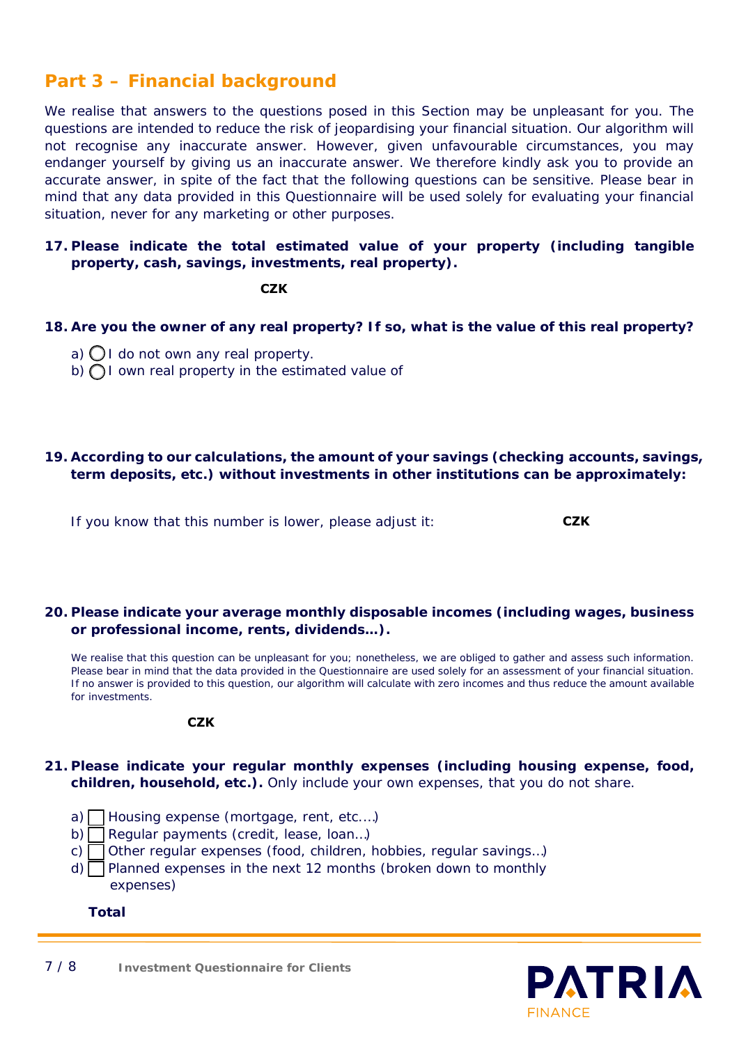## Part 3 – Financial background

We realise that answers to the questions posed in this Section may be unpleasant for you. The questions are intended to reduce the risk of jeopardising your financial situation. Our algorithm will not recognise any inaccurate answer. However, given unfavourable circumstances, you may endanger yourself by giving us an inaccurate answer. We therefore kindly ask you to provide an accurate answer, in spite of the fact that the following questions can be sensitive. Please bear in mind that any data provided in this Questionnaire will be used solely for evaluating your financial situation, never for any marketing or other purposes.

**17. Please indicate the total estimated value of your property (including tangible property, cash, savings, investments, real property).**

**CZK**

**18. Are you the owner of any real property? If so, what is the value of this real property?**

a) ◯ I do not own any real property.
b) ◯ I own real property in the estimated value of

**19. According to our calculations, the amount of your savings (checking accounts, savings, term deposits, etc.) without investments in other institutions can be approximately:**

If you know that this number is lower, please adjust it: **CZK**

**20. Please indicate your average monthly disposable incomes (including wages, business or professional income, rents, dividends…).**

We realise that this question can be unpleasant for you; nonetheless, we are obliged to gather and assess such information. Please bear in mind that the data provided in the Questionnaire are used solely for an assessment of your financial situation. If no answer is provided to this question, our algorithm will calculate with zero incomes and thus reduce the amount available for investments.

**CZK**

**21. Please indicate your regular monthly expenses (including housing expense, food, children, household, etc.).** Only include your own expenses, that you do not share.

a) ☐ Housing expense (mortgage, rent, etc.…)
b) ☐ Regular payments (credit, lease, loan…)
c) ☐ Other regular expenses (food, children, hobbies, regular savings…)
d) ☐ Planned expenses in the next 12 months (broken down to monthly expenses)

**Total**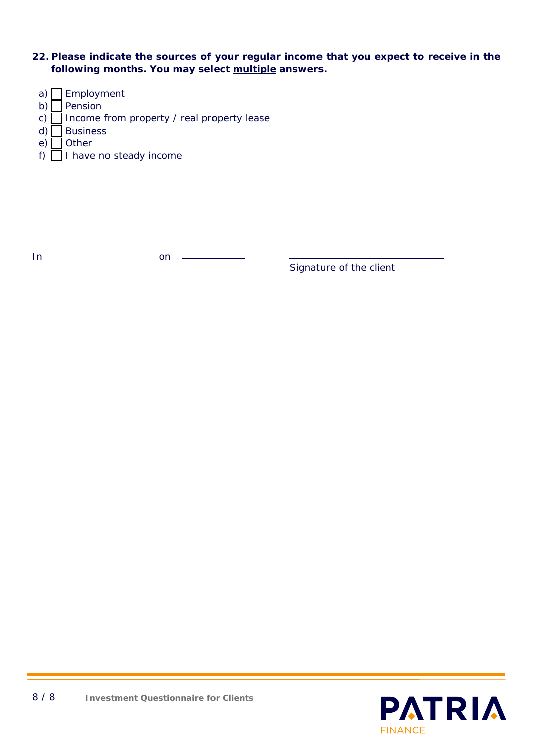**22. Please indicate the sources of your regular income that you expect to receive in the following months. You may select <u>multiple</u> answers.**

a) ☐ Employment
b) ☐ Pension
c) ☐ Income from property / real property lease
d) ☐ Business
e) ☐ Other
f) ☐ I have no steady income

In \_\_\_\_\_\_\_\_\_\_\_\_\_\_\_\_\_\_\_\_ on \_\_\_\_\_\_\_\_\_\_\_\_ \_\_\_\_\_\_\_\_\_\_\_\_\_\_\_\_\_\_\_\_\_\_\_\_\_\_\_\_

Signature of the client